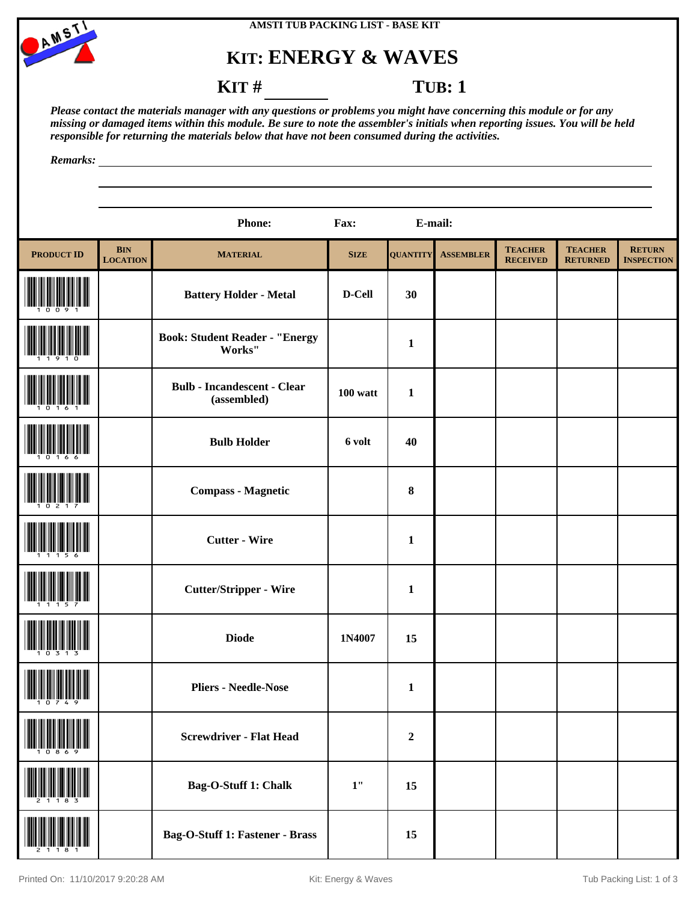AMSTI TUB PACKING LIST - BASE KIT

# KIT: ENERGY & WAVES

**KIT # ________ TUB: 1**

*Please contact the materials manager with any questions or problems you might have concerning this module or for any missing or damaged items within this module. Be sure to note the assembler's initials when reporting issues. You will be held responsible for returning the materials below that have not been consumed during the activities.*

*Remarks:* ____________________________________________

**Phone:** **Fax:** **E-mail:**

| PRODUCT ID | BIN LOCATION | MATERIAL | SIZE | QUANTITY | ASSEMBLER | TEACHER RECEIVED | TEACHER RETURNED | RETURN INSPECTION |
|---|---|---|---|---|---|---|---|---|
| 10091 | | Battery Holder - Metal | D-Cell | 30 | | | | |
| 11910 | | Book: Student Reader - "Energy Works" | | 1 | | | | |
| 10161 | | Bulb - Incandescent - Clear (assembled) | 100 watt | 1 | | | | |
| 10166 | | Bulb Holder | 6 volt | 40 | | | | |
| 10217 | | Compass - Magnetic | | 8 | | | | |
| 11156 | | Cutter - Wire | | 1 | | | | |
| 11157 | | Cutter/Stripper - Wire | | 1 | | | | |
| 10313 | | Diode | 1N4007 | 15 | | | | |
| 10749 | | Pliers - Needle-Nose | | 1 | | | | |
| 10869 | | Screwdriver - Flat Head | | 2 | | | | |
| 21183 | | Bag-O-Stuff 1: Chalk | 1" | 15 | | | | |
| 21181 | | Bag-O-Stuff 1: Fastener - Brass | | 15 | | | | |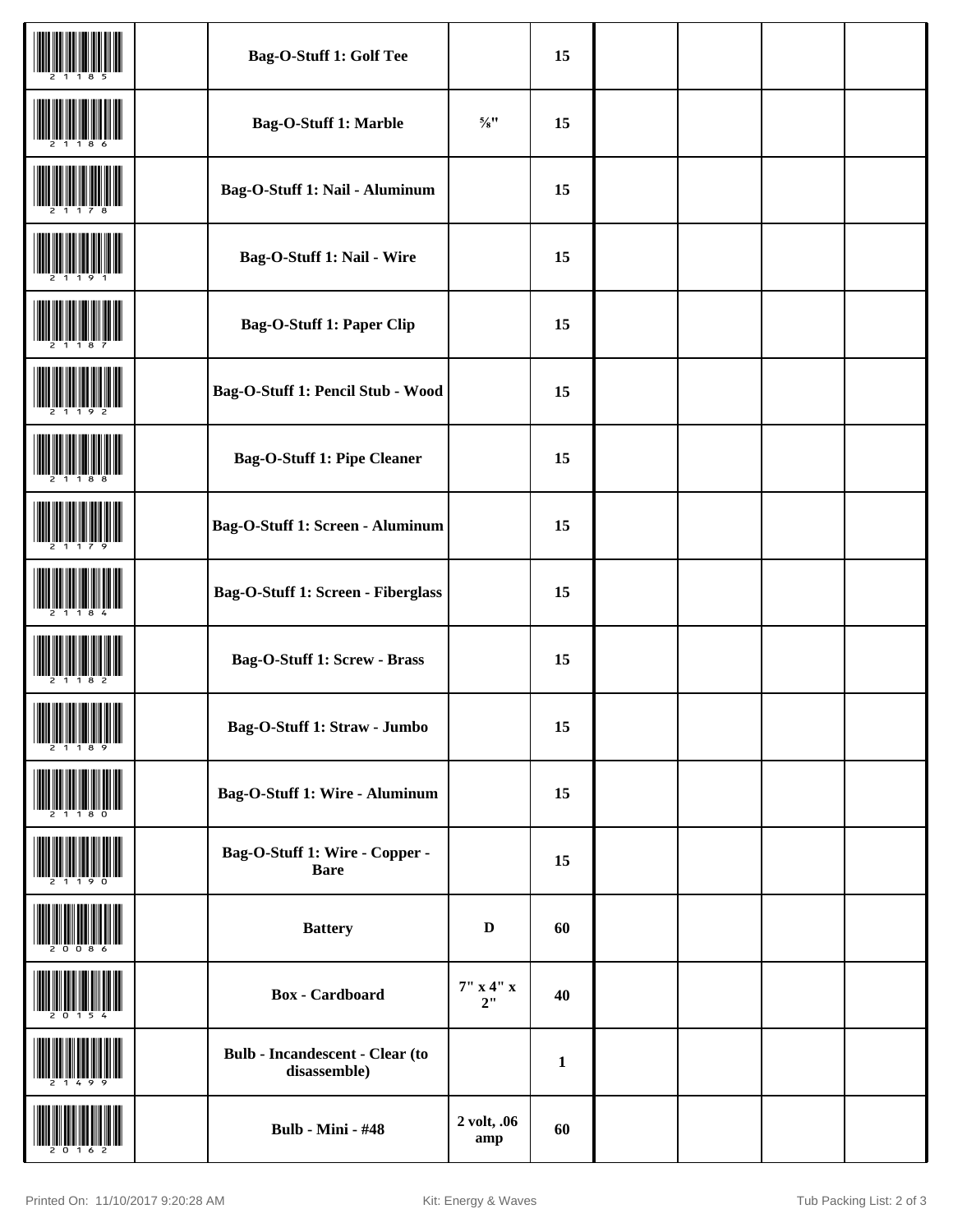| | | | | | | | | |
|---|---|---|---|---|---|---|---|---|
| 21185 | | **Bag-O-Stuff 1: Golf Tee** | | **15** | | | | |
| 21186 | | **Bag-O-Stuff 1: Marble** | **⅝"** | **15** | | | | |
| 21178 | | **Bag-O-Stuff 1: Nail - Aluminum** | | **15** | | | | |
| 21191 | | **Bag-O-Stuff 1: Nail - Wire** | | **15** | | | | |
| 21187 | | **Bag-O-Stuff 1: Paper Clip** | | **15** | | | | |
| 21192 | | **Bag-O-Stuff 1: Pencil Stub - Wood** | | **15** | | | | |
| 21188 | | **Bag-O-Stuff 1: Pipe Cleaner** | | **15** | | | | |
| 21179 | | **Bag-O-Stuff 1: Screen - Aluminum** | | **15** | | | | |
| 21184 | | **Bag-O-Stuff 1: Screen - Fiberglass** | | **15** | | | | |
| 21182 | | **Bag-O-Stuff 1: Screw - Brass** | | **15** | | | | |
| 21189 | | **Bag-O-Stuff 1: Straw - Jumbo** | | **15** | | | | |
| 21180 | | **Bag-O-Stuff 1: Wire - Aluminum** | | **15** | | | | |
| 21190 | | **Bag-O-Stuff 1: Wire - Copper - Bare** | | **15** | | | | |
| 20086 | | **Battery** | **D** | **60** | | | | |
| 20154 | | **Box - Cardboard** | **7" x 4" x 2"** | **40** | | | | |
| 21499 | | **Bulb - Incandescent - Clear (to disassemble)** | | **1** | | | | |
| 20162 | | **Bulb - Mini - #48** | **2 volt, .06 amp** | **60** | | | | |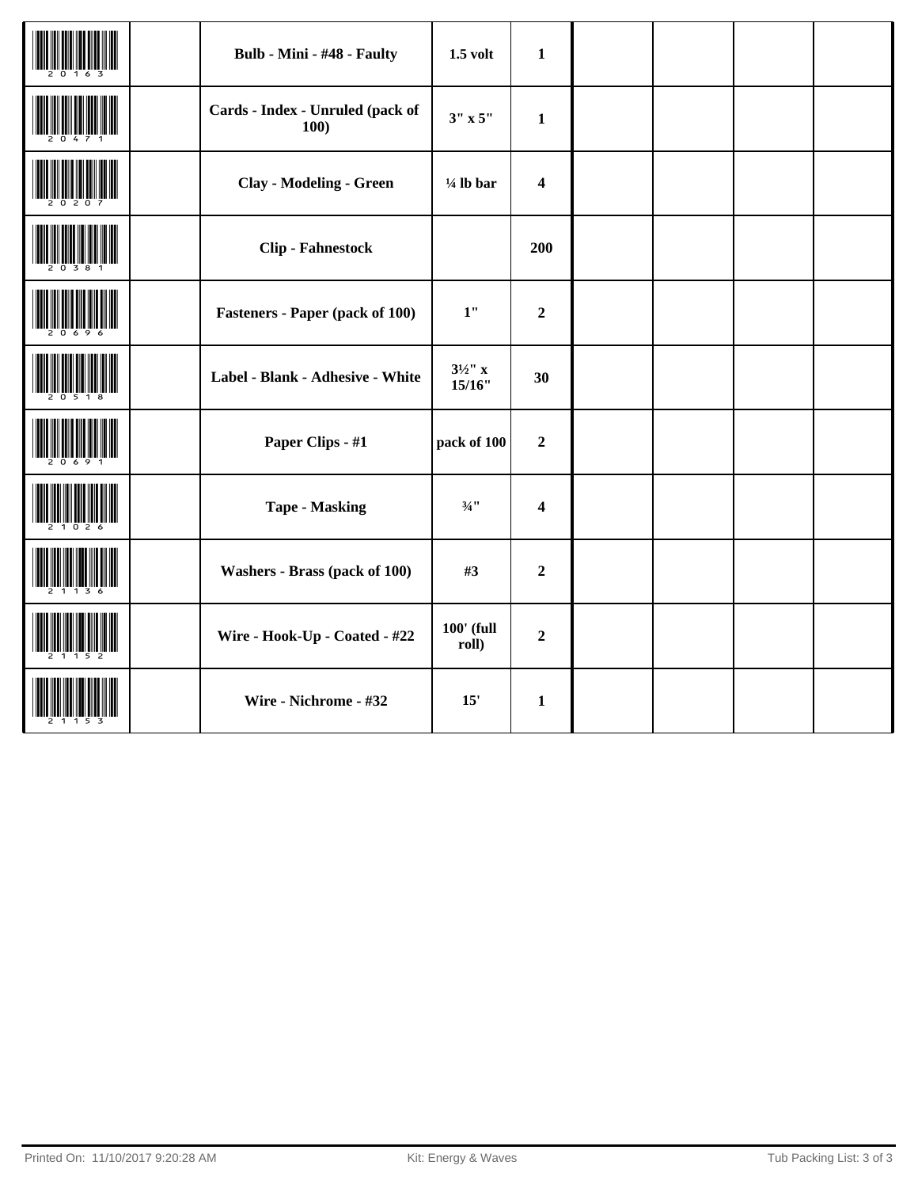| | | | | | | | | |
|---|---|---|---|---|---|---|---|---|
| 20163 | | **Bulb - Mini - #48 - Faulty** | **1.5 volt** | **1** | | | | |
| 20471 | | **Cards - Index - Unruled (pack of 100)** | **3" x 5"** | **1** | | | | |
| 20207 | | **Clay - Modeling - Green** | **¼ lb bar** | **4** | | | | |
| 20381 | | **Clip - Fahnestock** | | **200** | | | | |
| 20696 | | **Fasteners - Paper (pack of 100)** | **1"** | **2** | | | | |
| 20518 | | **Label - Blank - Adhesive - White** | **3½" x 15/16"** | **30** | | | | |
| 20691 | | **Paper Clips - #1** | **pack of 100** | **2** | | | | |
| 21026 | | **Tape - Masking** | **¾"** | **4** | | | | |
| 21136 | | **Washers - Brass (pack of 100)** | **#3** | **2** | | | | |
| 21152 | | **Wire - Hook-Up - Coated - #22** | **100' (full roll)** | **2** | | | | |
| 21153 | | **Wire - Nichrome - #32** | **15'** | **1** | | | | |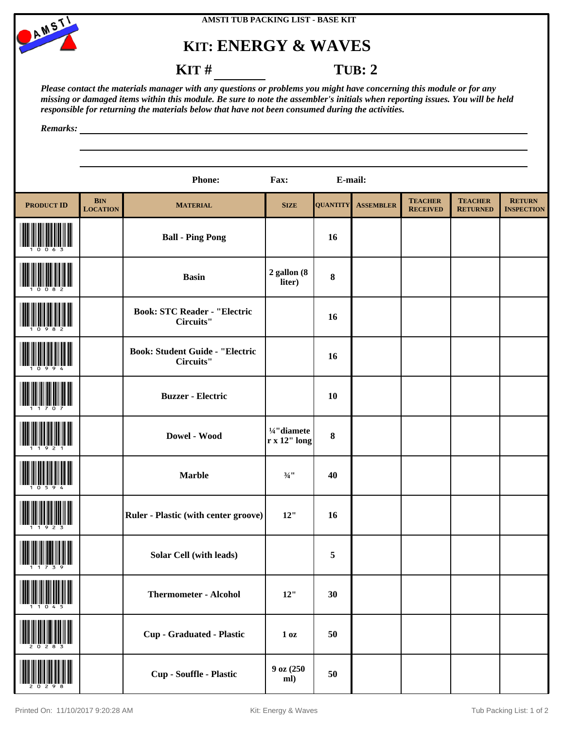AMSTI TUB PACKING LIST - BASE KIT

# KIT: ENERGY & WAVES

**KIT # ________** **TUB: 2**

*Please contact the materials manager with any questions or problems you might have concerning this module or for any missing or damaged items within this module. Be sure to note the assembler's initials when reporting issues. You will be held responsible for returning the materials below that have not been consumed during the activities.*

*Remarks:*

**Phone:** **Fax:** **E-mail:**

| PRODUCT ID | BIN LOCATION | MATERIAL | SIZE | QUANTITY | ASSEMBLER | TEACHER RECEIVED | TEACHER RETURNED | RETURN INSPECTION |
|---|---|---|---|---|---|---|---|---|
| 10063 | | Ball - Ping Pong | | 16 | | | | |
| 10082 | | Basin | 2 gallon (8 liter) | 8 | | | | |
| 10982 | | Book: STC Reader - "Electric Circuits" | | 16 | | | | |
| 10994 | | Book: Student Guide - "Electric Circuits" | | 16 | | | | |
| 11707 | | Buzzer - Electric | | 10 | | | | |
| 11921 | | Dowel - Wood | ¼"diameter x 12" long | 8 | | | | |
| 10594 | | Marble | ¾" | 40 | | | | |
| 11923 | | Ruler - Plastic (with center groove) | 12" | 16 | | | | |
| 11739 | | Solar Cell (with leads) | | 5 | | | | |
| 11045 | | Thermometer - Alcohol | 12" | 30 | | | | |
| 20283 | | Cup - Graduated - Plastic | 1 oz | 50 | | | | |
| 20298 | | Cup - Souffle - Plastic | 9 oz (250 ml) | 50 | | | | |

Printed On: 11/10/2017 9:20:28 AM Kit: Energy & Waves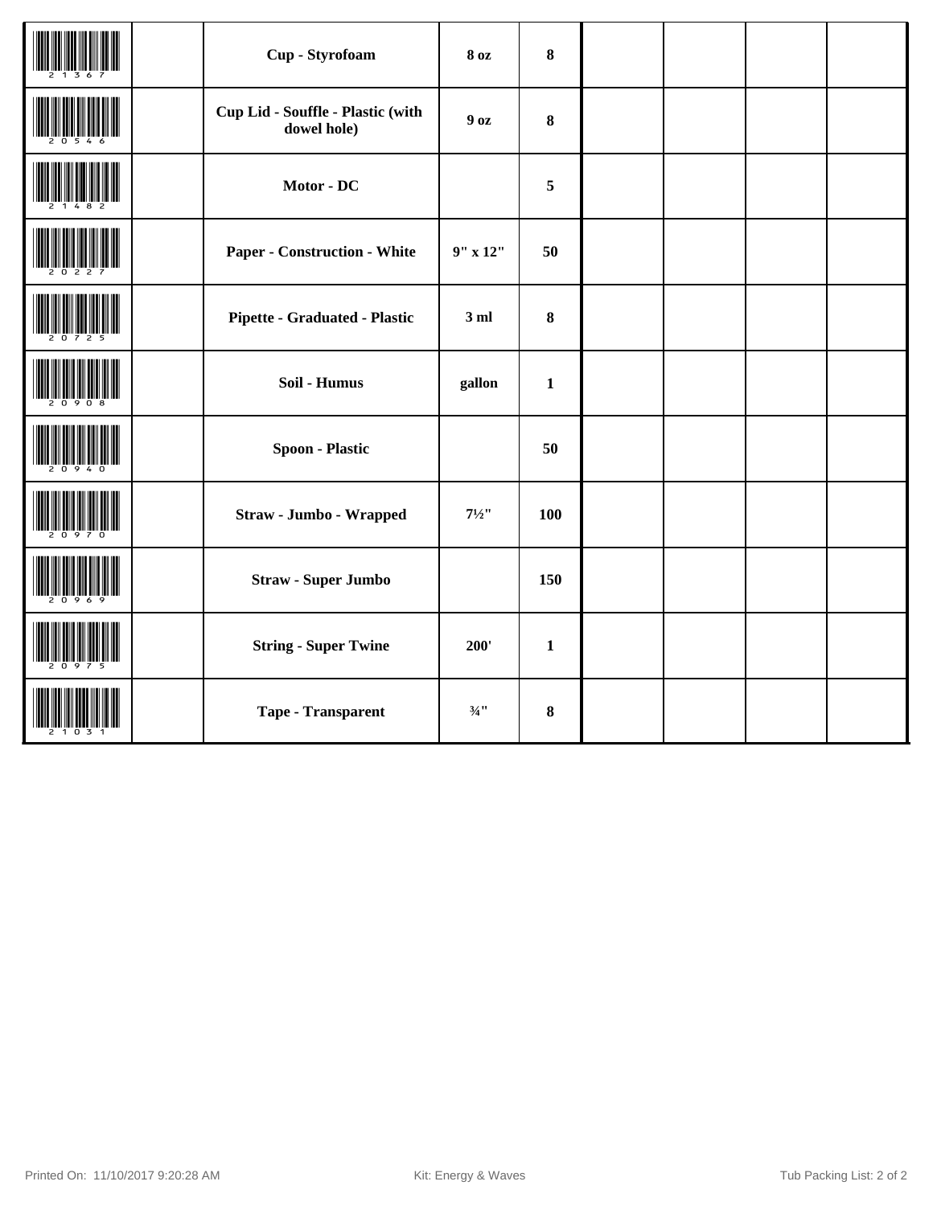| | | | | | | | | |
|---|---|---|---|---|---|---|---|---|
| 21367 | | Cup - Styrofoam | 8 oz | 8 | | | | |
| 20546 | | Cup Lid - Souffle - Plastic (with dowel hole) | 9 oz | 8 | | | | |
| 21482 | | Motor - DC | | 5 | | | | |
| 20227 | | Paper - Construction - White | 9" x 12" | 50 | | | | |
| 20725 | | Pipette - Graduated - Plastic | 3 ml | 8 | | | | |
| 20908 | | Soil - Humus | gallon | 1 | | | | |
| 20940 | | Spoon - Plastic | | 50 | | | | |
| 20970 | | Straw - Jumbo - Wrapped | 7½" | 100 | | | | |
| 20969 | | Straw - Super Jumbo | | 150 | | | | |
| 20975 | | String - Super Twine | 200' | 1 | | | | |
| 21031 | | Tape - Transparent | ¾" | 8 | | | | |